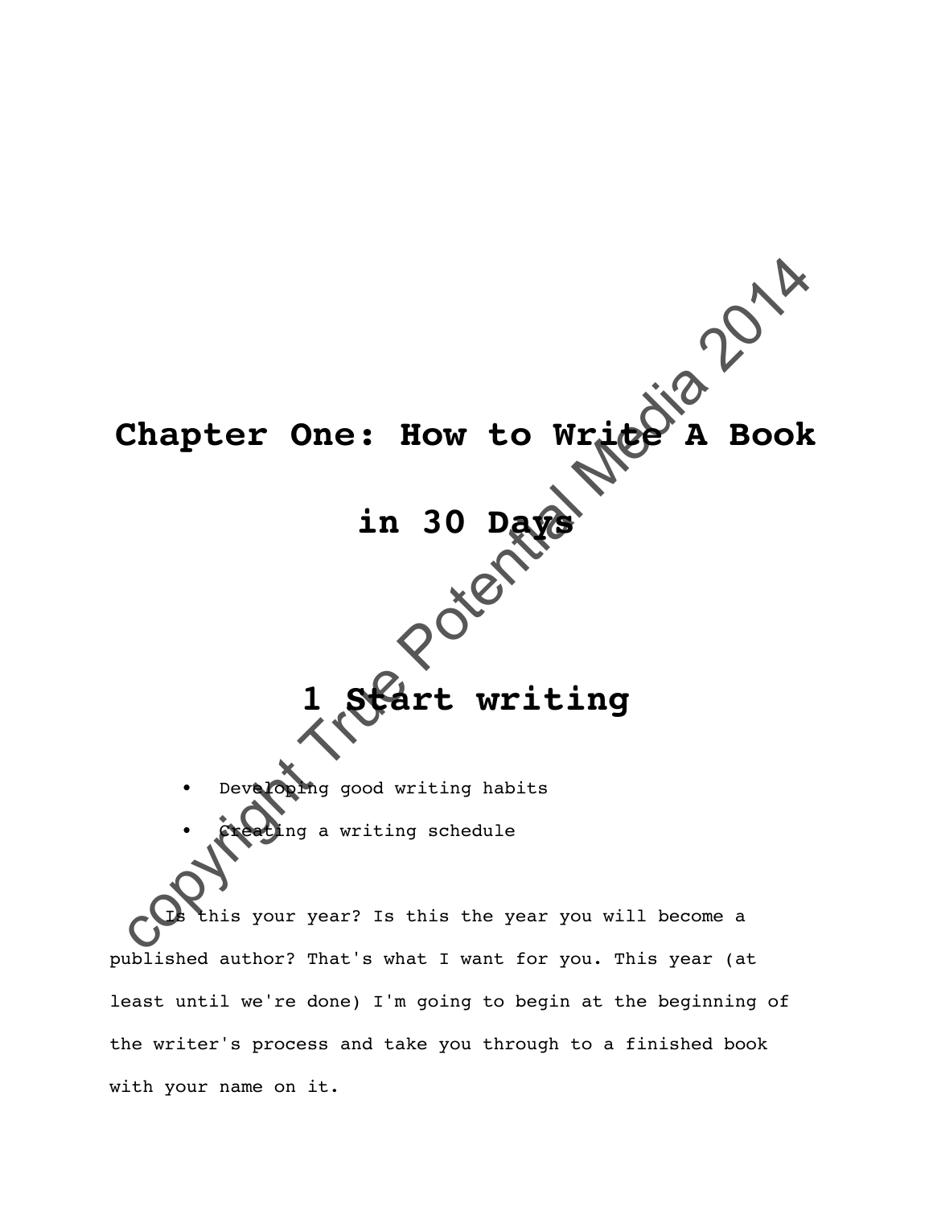# Chapter One: How to Write A Book in 30 Days

## 1 Start writing

- Developing good writing habits
- Creating a writing schedule

Is this your year? Is this the year you will become a published author? That's what I want for you. This year (at least until we're done) I'm going to begin at the beginning of the writer's process and take you through to a finished book with your name on it.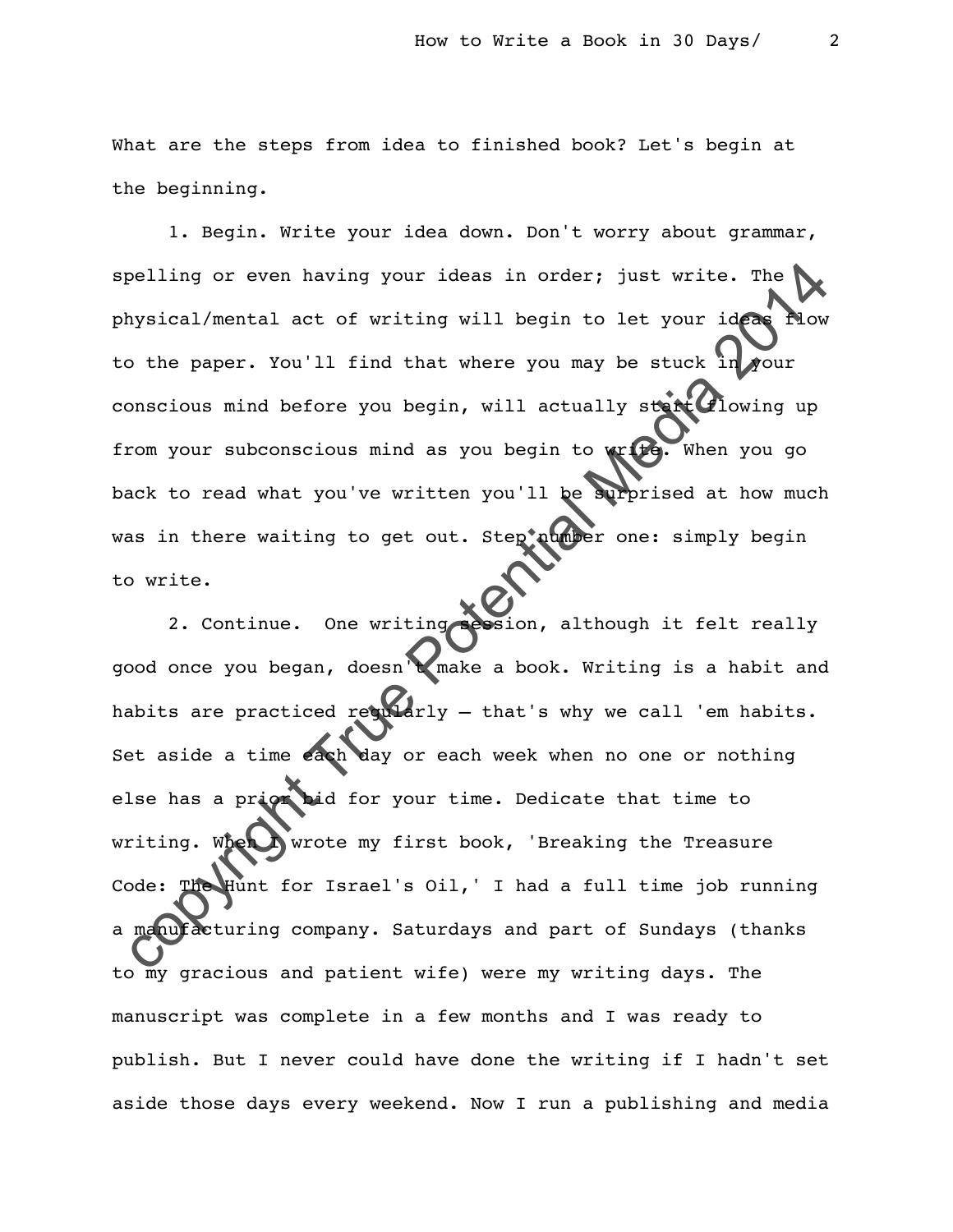What are the steps from idea to finished book? Let's begin at the beginning.

1. Begin. Write your idea down. Don't worry about grammar, spelling or even having your ideas in order; just write. The physical/mental act of writing will begin to let your ideas flow to the paper. You'll find that where you may be stuck in your conscious mind before you begin, will actually start flowing up from your subconscious mind as you begin to write. When you go back to read what you've written you'll be surprised at how much was in there waiting to get out. Step number one: simply begin to write.

2. Continue. One writing session, although it felt really good once you began, doesn't make a book. Writing is a habit and habits are practiced regularly – that's why we call 'em habits. Set aside a time each day or each week when no one or nothing else has a prior bid for your time. Dedicate that time to writing. When I wrote my first book, 'Breaking the Treasure Code: The Hunt for Israel's Oil,' I had a full time job running a manufacturing company. Saturdays and part of Sundays (thanks to my gracious and patient wife) were my writing days. The manuscript was complete in a few months and I was ready to publish. But I never could have done the writing if I hadn't set aside those days every weekend. Now I run a publishing and media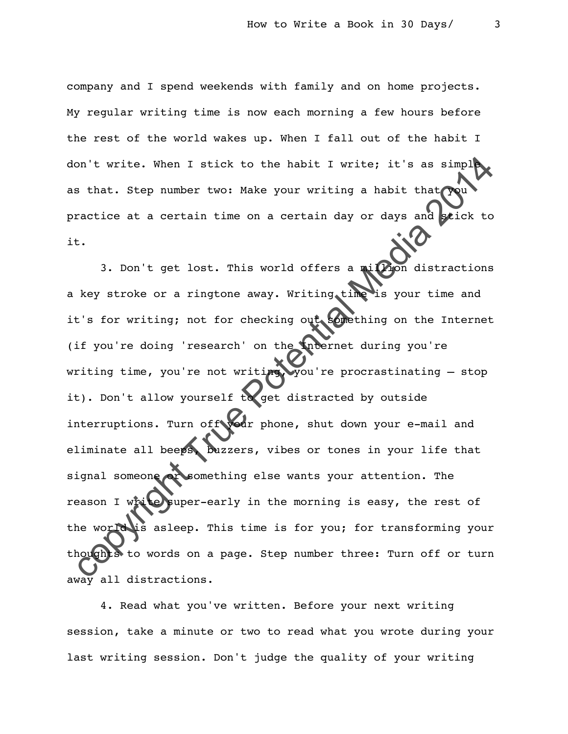company and I spend weekends with family and on home projects. My regular writing time is now each morning a few hours before the rest of the world wakes up. When I fall out of the habit I don't write. When I stick to the habit I write; it's as simple as that. Step number two: Make your writing a habit that you practice at a certain time on a certain day or days and stick to it.

3. Don't get lost. This world offers a million distractions a key stroke or a ringtone away. Writing time is your time and it's for writing; not for checking out something on the Internet (if you're doing 'research' on the Internet during you're writing time, you're not writing, you're procrastinating – stop it). Don't allow yourself to get distracted by outside interruptions. Turn off your phone, shut down your e-mail and eliminate all beeps, buzzers, vibes or tones in your life that signal someone or something else wants your attention. The reason I write super-early in the morning is easy, the rest of the world is asleep. This time is for you; for transforming your thoughts to words on a page. Step number three: Turn off or turn away all distractions.

4. Read what you've written. Before your next writing session, take a minute or two to read what you wrote during your last writing session. Don't judge the quality of your writing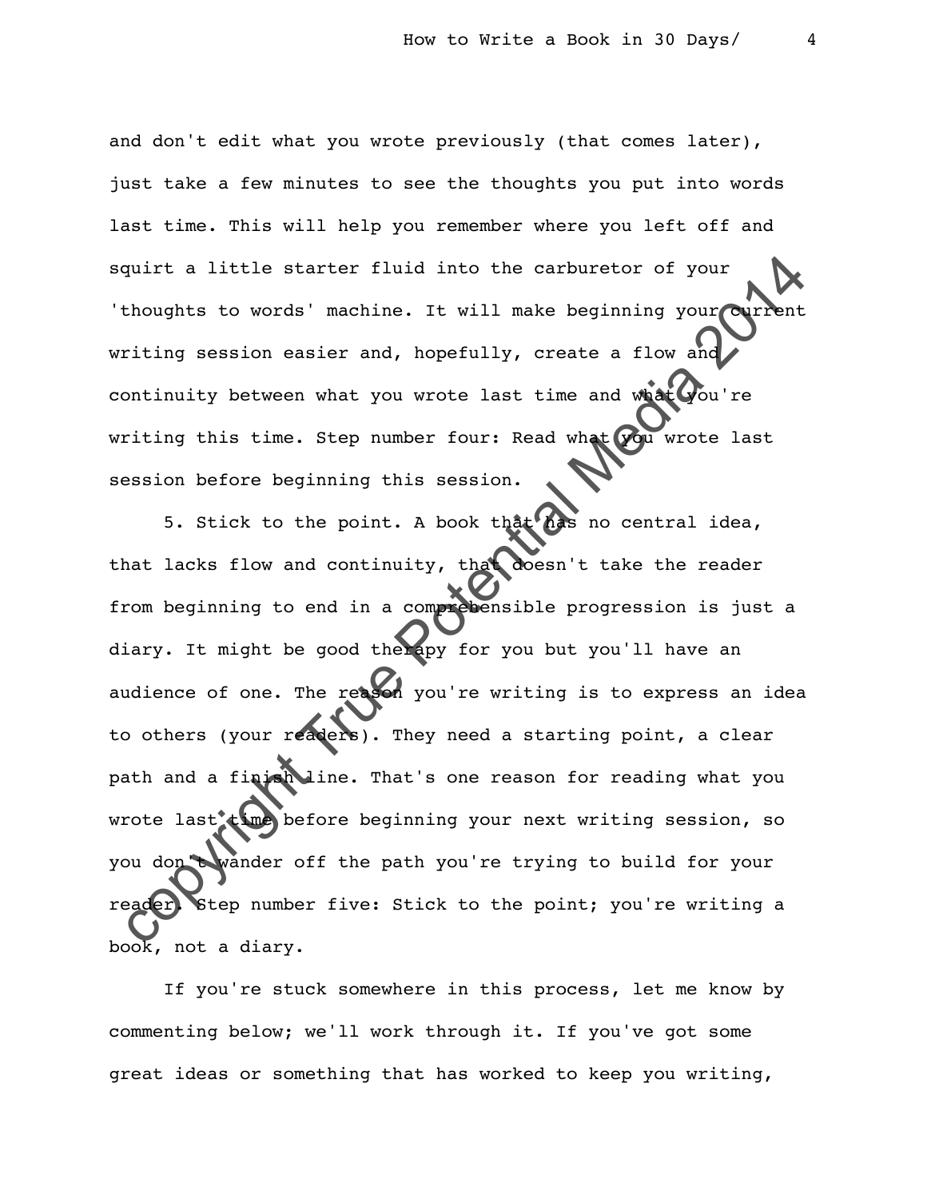and don't edit what you wrote previously (that comes later), just take a few minutes to see the thoughts you put into words last time. This will help you remember where you left off and squirt a little starter fluid into the carburetor of your 'thoughts to words' machine. It will make beginning your current writing session easier and, hopefully, create a flow and continuity between what you wrote last time and what you're writing this time. Step number four: Read what you wrote last session before beginning this session.

5. Stick to the point. A book that has no central idea, that lacks flow and continuity, that doesn't take the reader from beginning to end in a comprehensible progression is just a diary. It might be good therapy for you but you'll have an audience of one. The reason you're writing is to express an idea to others (your readers). They need a starting point, a clear path and a finish line. That's one reason for reading what you wrote last time before beginning your next writing session, so you don't wander off the path you're trying to build for your reader. Step number five: Stick to the point; you're writing a book, not a diary.

If you're stuck somewhere in this process, let me know by commenting below; we'll work through it. If you've got some great ideas or something that has worked to keep you writing,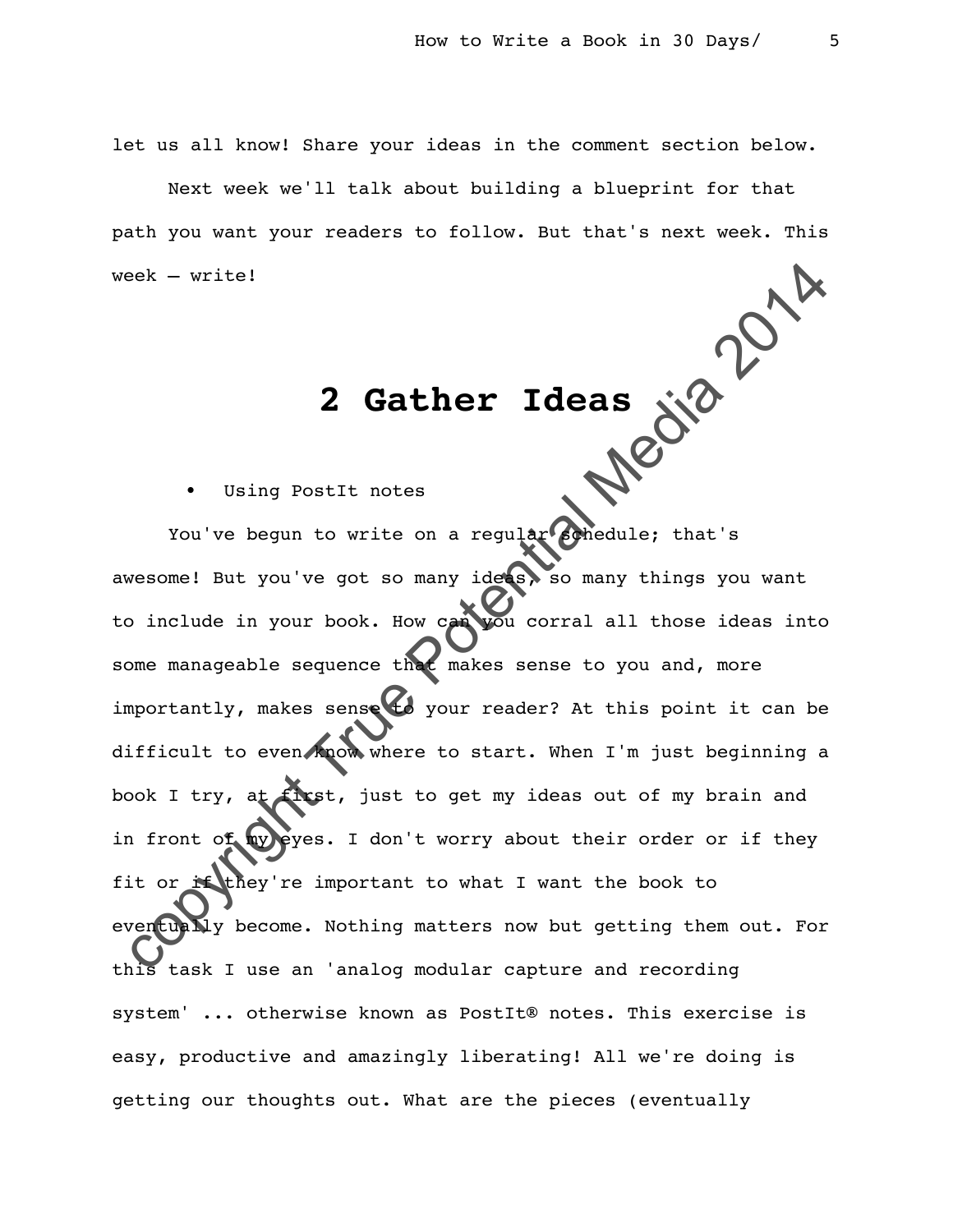let us all know! Share your ideas in the comment section below.

Next week we'll talk about building a blueprint for that path you want your readers to follow. But that's next week. This week – write!

# 2 Gather Ideas

- Using PostIt notes

You've begun to write on a regular schedule; that's awesome! But you've got so many ideas, so many things you want to include in your book. How can you corral all those ideas into some manageable sequence that makes sense to you and, more importantly, makes sense to your reader? At this point it can be difficult to even know where to start. When I'm just beginning a book I try, at first, just to get my ideas out of my brain and in front of my eyes. I don't worry about their order or if they fit or if they're important to what I want the book to eventually become. Nothing matters now but getting them out. For this task I use an 'analog modular capture and recording system' ... otherwise known as PostIt® notes. This exercise is easy, productive and amazingly liberating! All we're doing is getting our thoughts out. What are the pieces (eventually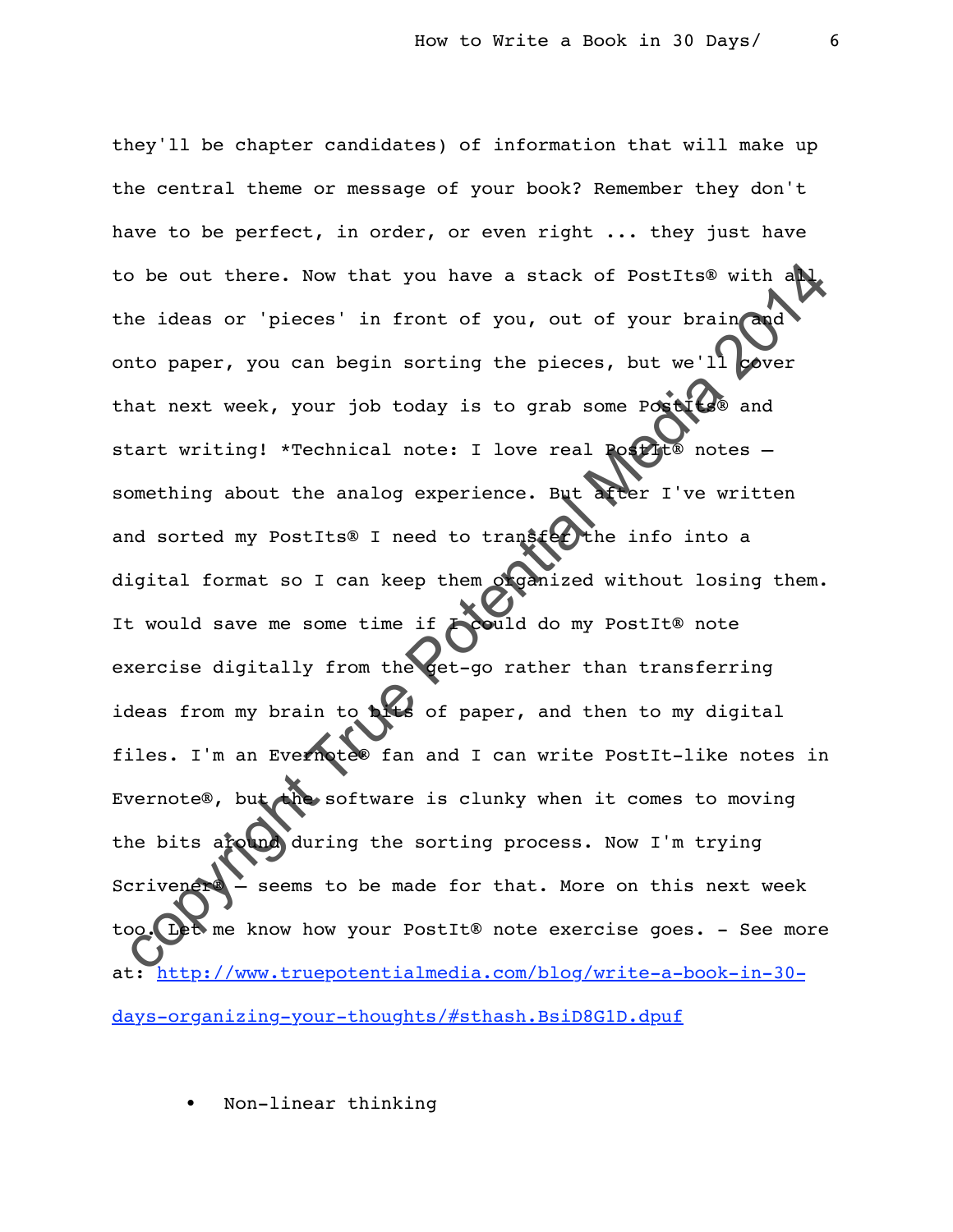they'll be chapter candidates) of information that will make up the central theme or message of your book? Remember they don't have to be perfect, in order, or even right ... they just have to be out there. Now that you have a stack of PostIts® with all the ideas or 'pieces' in front of you, out of your brain and onto paper, you can begin sorting the pieces, but we'll cover that next week, your job today is to grab some PostIts® and start writing! *Technical note: I love real PostIt® notes – something about the analog experience. But after I've written and sorted my PostIts® I need to transfer the info into a digital format so I can keep them organized without losing them. It would save me some time if I could do my PostIt® note exercise digitally from the get-go rather than transferring ideas from my brain to bits of paper, and then to my digital files. I'm an Evernote® fan and I can write PostIt-like notes in Evernote®, but the software is clunky when it comes to moving the bits around during the sorting process. Now I'm trying Scrivener® – seems to be made for that. More on this next week too. Let me know how your PostIt® note exercise goes. - See more at: [http://www.truepotentialmedia.com/blog/write-a-book-in-30-days-organizing-your-thoughts/#sthash.BsiD8G1D.dpuf](http://www.truepotentialmedia.com/blog/write-a-book-in-30-days-organizing-your-thoughts/#sthash.BsiD8G1D.dpuf)

- Non-linear thinking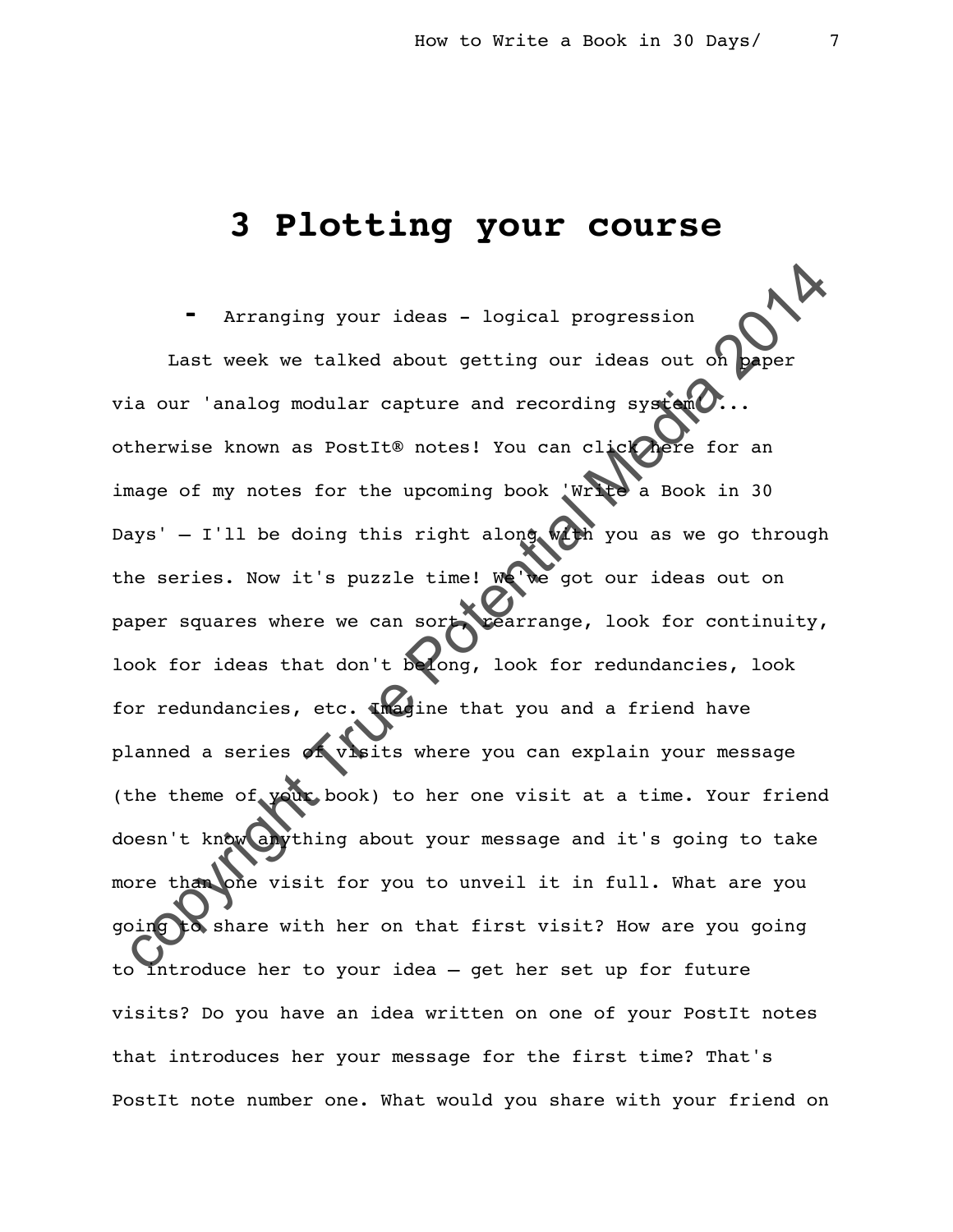# 3 Plotting your course

- Arranging your ideas - logical progression

Last week we talked about getting our ideas out on paper via our 'analog modular capture and recording system'... otherwise known as PostIt® notes! You can click here for an image of my notes for the upcoming book 'Write a Book in 30 Days' – I'll be doing this right along with you as we go through the series. Now it's puzzle time! We've got our ideas out on paper squares where we can sort, rearrange, look for continuity, look for ideas that don't belong, look for redundancies, look for redundancies, etc. Imagine that you and a friend have planned a series of visits where you can explain your message (the theme of your book) to her one visit at a time. Your friend doesn't know anything about your message and it's going to take more than one visit for you to unveil it in full. What are you going to share with her on that first visit? How are you going to introduce her to your idea – get her set up for future visits? Do you have an idea written on one of your PostIt notes that introduces her your message for the first time? That's PostIt note number one. What would you share with your friend on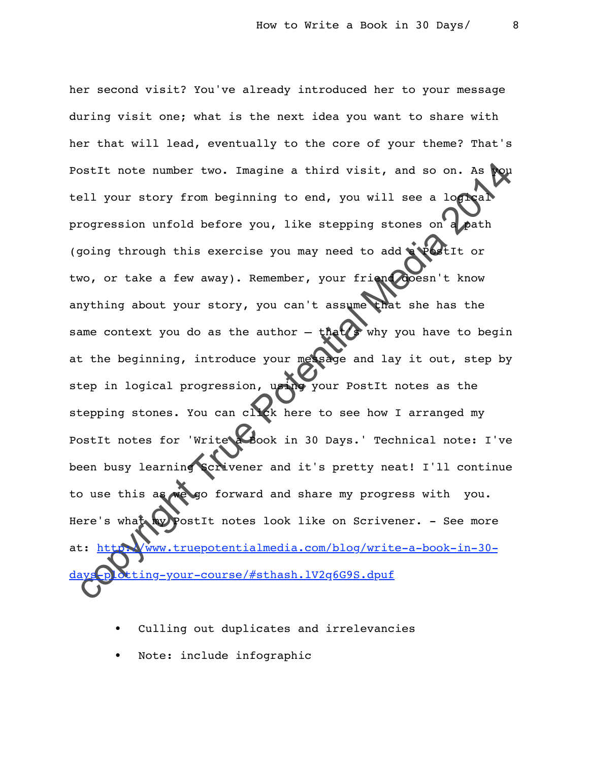her second visit? You've already introduced her to your message during visit one; what is the next idea you want to share with her that will lead, eventually to the core of your theme? That's PostIt note number two. Imagine a third visit, and so on. As you tell your story from beginning to end, you will see a logical progression unfold before you, like stepping stones on a path (going through this exercise you may need to add a PostIt or two, or take a few away). Remember, your friend doesn't know anything about your story, you can't assume that she has the same context you do as the author – that's why you have to begin at the beginning, introduce your message and lay it out, step by step in logical progression, using your PostIt notes as the stepping stones. You can click here to see how I arranged my PostIt notes for 'Write a Book in 30 Days.' Technical note: I've been busy learning Scrivener and it's pretty neat! I'll continue to use this as we go forward and share my progress with you. Here's what my PostIt notes look like on Scrivener. - See more at: [http://www.truepotentialmedia.com/blog/write-a-book-in-30-days-plotting-your-course/#sthash.lV2q6G9S.dpuf](http://www.truepotentialmedia.com/blog/write-a-book-in-30-days-plotting-your-course/#sthash.lV2q6G9S.dpuf)

- Culling out duplicates and irrelevancies
- Note: include infographic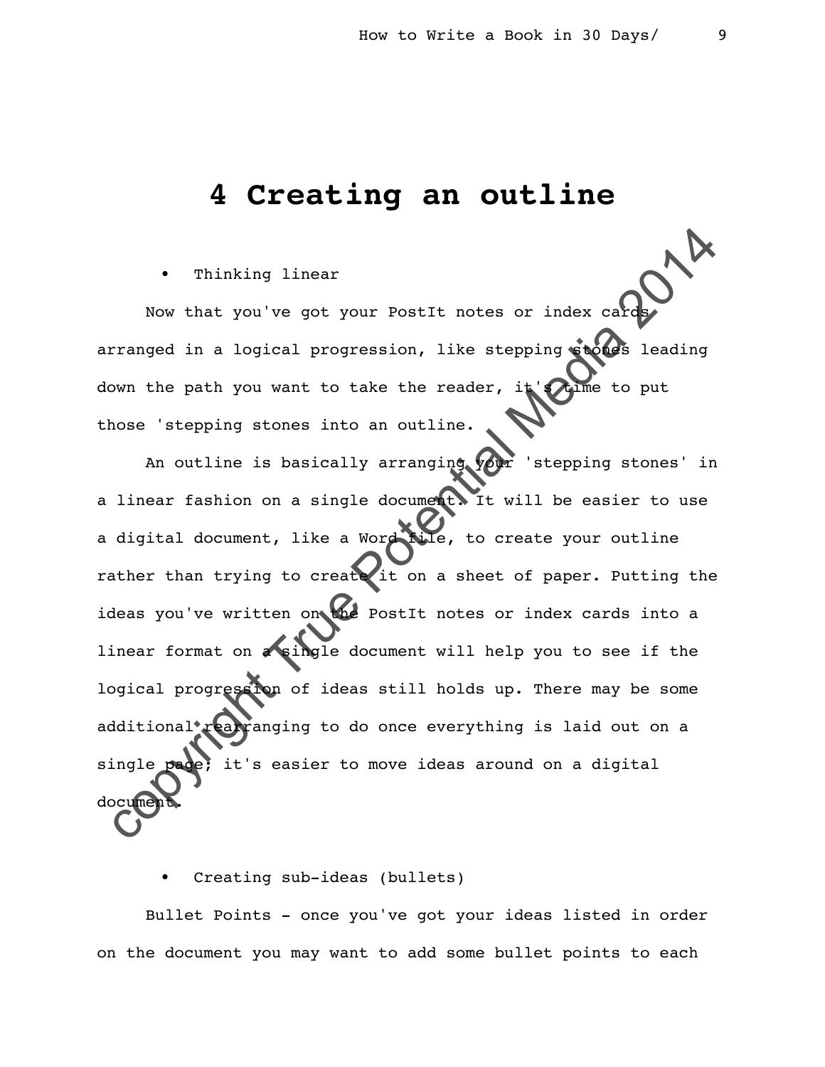# 4 Creating an outline

- Thinking linear

Now that you've got your PostIt notes or index cards arranged in a logical progression, like stepping stones leading down the path you want to take the reader, it's time to put those 'stepping stones into an outline.

An outline is basically arranging your 'stepping stones' in a linear fashion on a single document. It will be easier to use a digital document, like a Word file, to create your outline rather than trying to create it on a sheet of paper. Putting the ideas you've written on the PostIt notes or index cards into a linear format on a single document will help you to see if the logical progression of ideas still holds up. There may be some additional rearranging to do once everything is laid out on a single page; it's easier to move ideas around on a digital document.

- Creating sub-ideas (bullets)

Bullet Points - once you've got your ideas listed in order on the document you may want to add some bullet points to each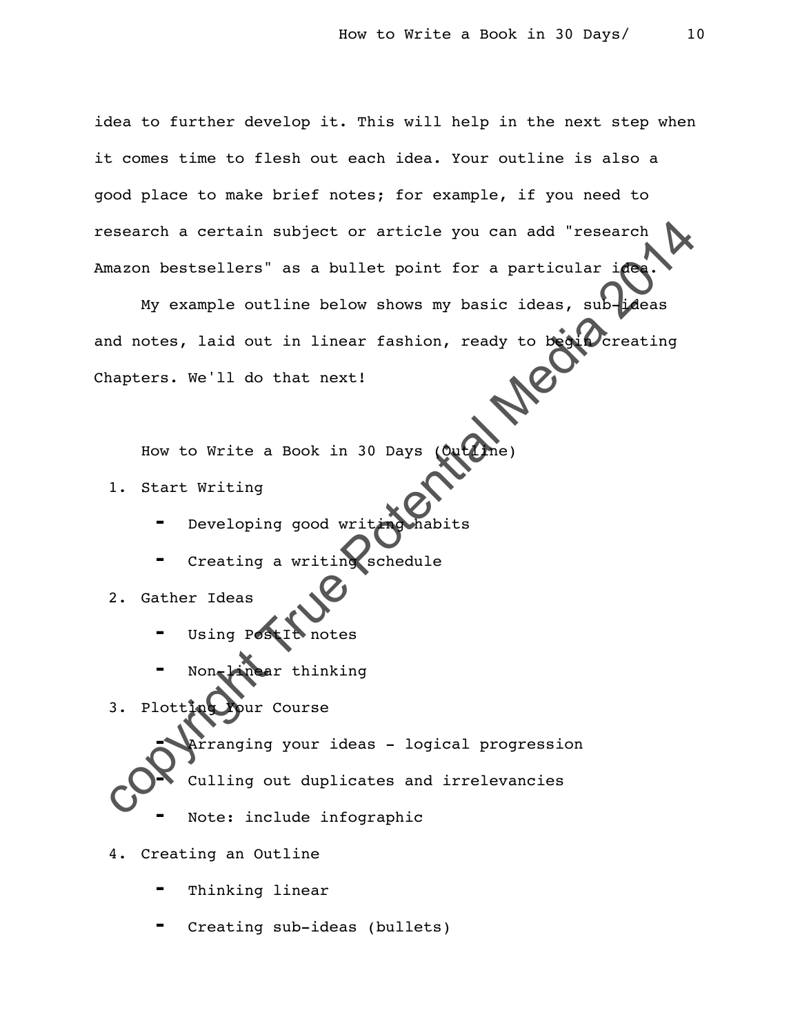idea to further develop it. This will help in the next step when it comes time to flesh out each idea. Your outline is also a good place to make brief notes; for example, if you need to research a certain subject or article you can add "research Amazon bestsellers" as a bullet point for a particular idea.

My example outline below shows my basic ideas, sub-ideas and notes, laid out in linear fashion, ready to begin creating Chapters. We'll do that next!

How to Write a Book in 30 Days (Outline)

1. Start Writing
   - Developing good writing habits
   - Creating a writing schedule
2. Gather Ideas
   - Using PostIt notes
   - Non-linear thinking
3. Plotting Your Course
   - Arranging your ideas - logical progression
   - Culling out duplicates and irrelevancies
   - Note: include infographic
4. Creating an Outline
   - Thinking linear
   - Creating sub-ideas (bullets)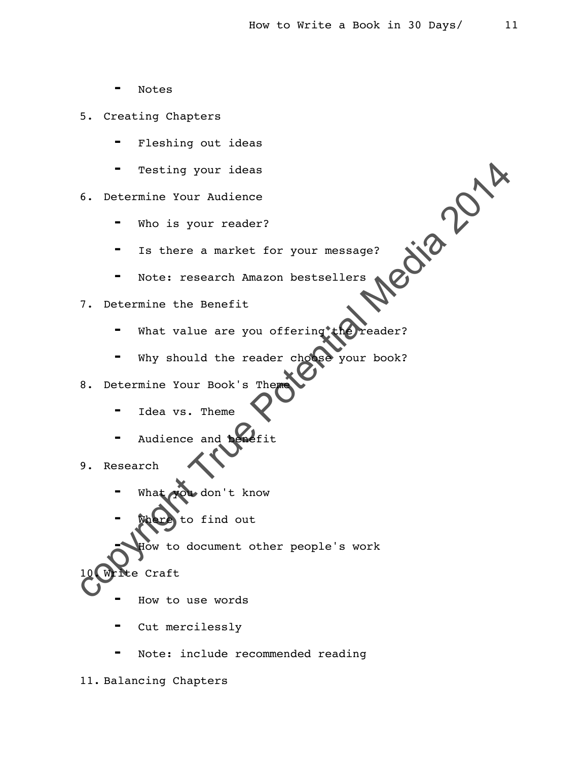- Notes

5. Creating Chapters
    - Fleshing out ideas
    - Testing your ideas
6. Determine Your Audience
    - Who is your reader?
    - Is there a market for your message?
    - Note: research Amazon bestsellers
7. Determine the Benefit
    - What value are you offering the reader?
    - Why should the reader choose your book?
8. Determine Your Book's Theme
    - Idea vs. Theme
    - Audience and benefit
9. Research
    - What you don't know
    - Where to find out
    - How to document other people's work
10. Write Craft
    - How to use words
    - Cut mercilessly
    - Note: include recommended reading
11. Balancing Chapters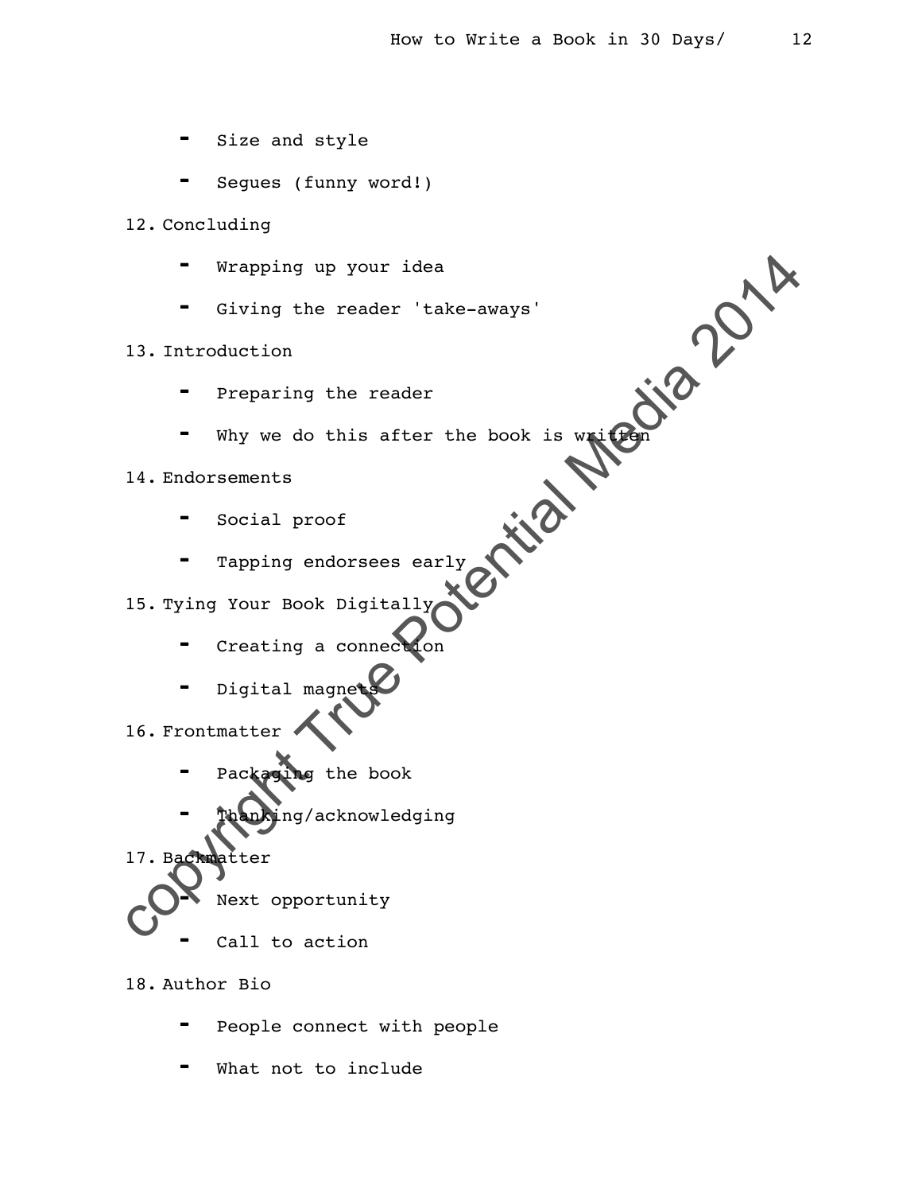- Size and style
- Segues (funny word!)

12. Concluding
    - Wrapping up your idea
    - Giving the reader 'take-aways'
13. Introduction
    - Preparing the reader
    - Why we do this after the book is written
14. Endorsements
    - Social proof
    - Tapping endorsees early
15. Tying Your Book Digitally
    - Creating a connection
    - Digital magnets
16. Frontmatter
    - Packaging the book
    - Thanking/acknowledging
17. Backmatter
    - Next opportunity
    - Call to action
18. Author Bio
    - People connect with people
    - What not to include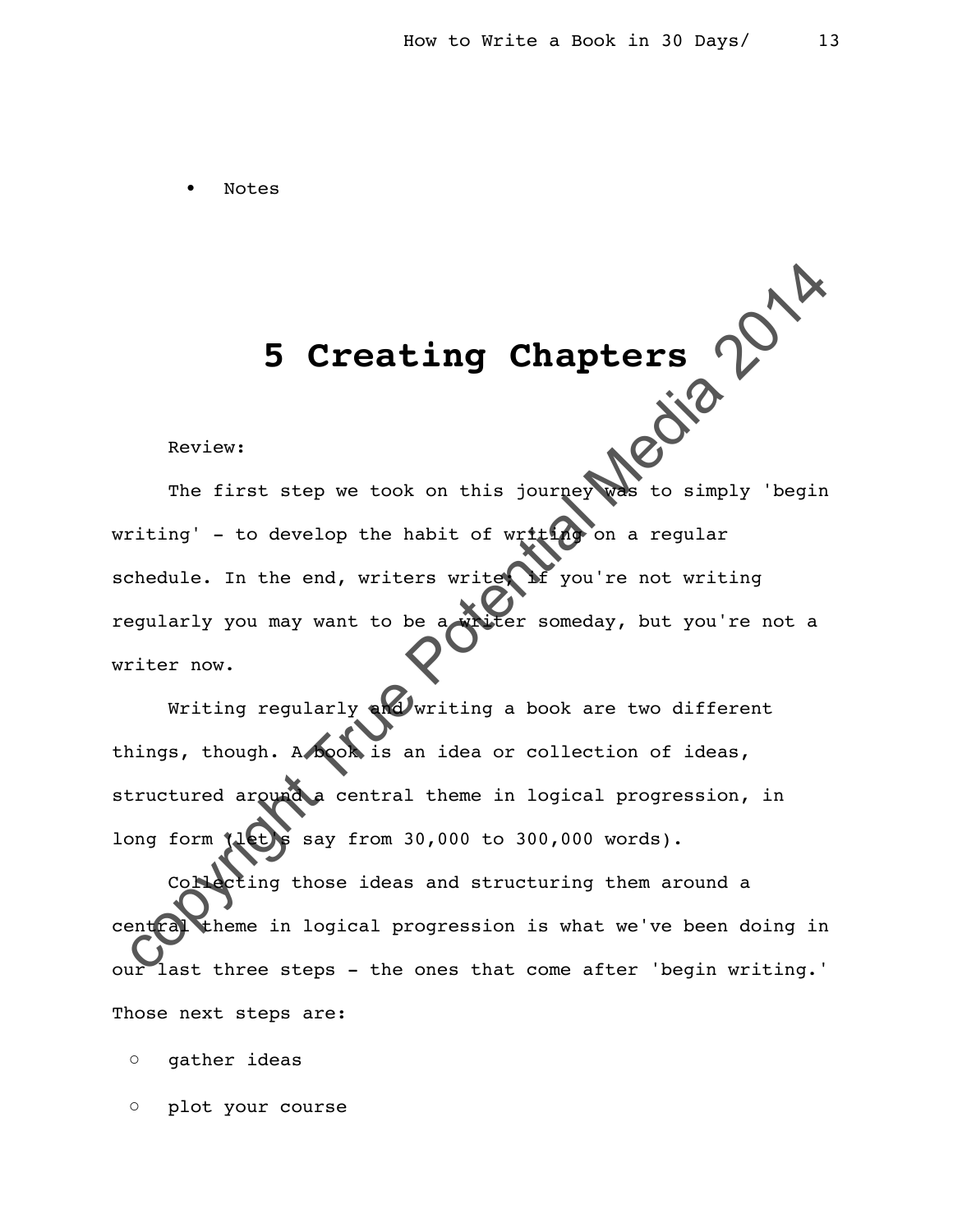- Notes

# 5 Creating Chapters

Review:

The first step we took on this journey was to simply 'begin writing' - to develop the habit of writing on a regular schedule. In the end, writers write; if you're not writing regularly you may want to be a writer someday, but you're not a writer now.

Writing regularly and writing a book are two different things, though. A book is an idea or collection of ideas, structured around a central theme in logical progression, in long form (let's say from 30,000 to 300,000 words).

Collecting those ideas and structuring them around a central theme in logical progression is what we've been doing in our last three steps - the ones that come after 'begin writing.' Those next steps are:

- gather ideas
- plot your course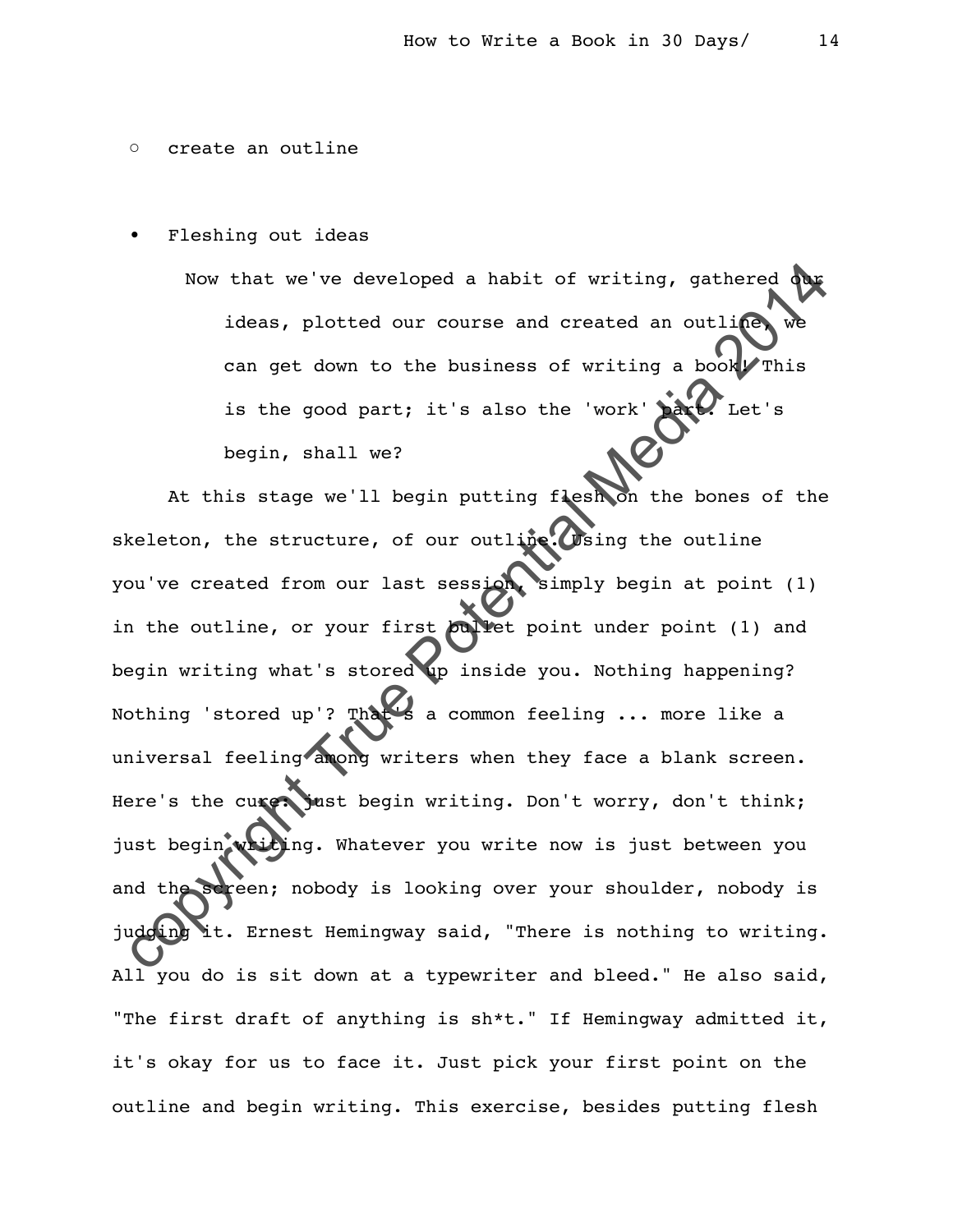- create an outline

- Fleshing out ideas

  Now that we've developed a habit of writing, gathered our ideas, plotted our course and created an outline, we can get down to the business of writing a book! This is the good part; it's also the 'work' part. Let's begin, shall we?

At this stage we'll begin putting flesh on the bones of the skeleton, the structure, of our outline. Using the outline you've created from our last session, simply begin at point (1) in the outline, or your first bullet point under point (1) and begin writing what's stored up inside you. Nothing happening? Nothing 'stored up'? That's a common feeling ... more like a universal feeling among writers when they face a blank screen. Here's the cure: just begin writing. Don't worry, don't think; just begin writing. Whatever you write now is just between you and the screen; nobody is looking over your shoulder, nobody is judging it. Ernest Hemingway said, "There is nothing to writing. All you do is sit down at a typewriter and bleed." He also said, "The first draft of anything is sh*t." If Hemingway admitted it, it's okay for us to face it. Just pick your first point on the outline and begin writing. This exercise, besides putting flesh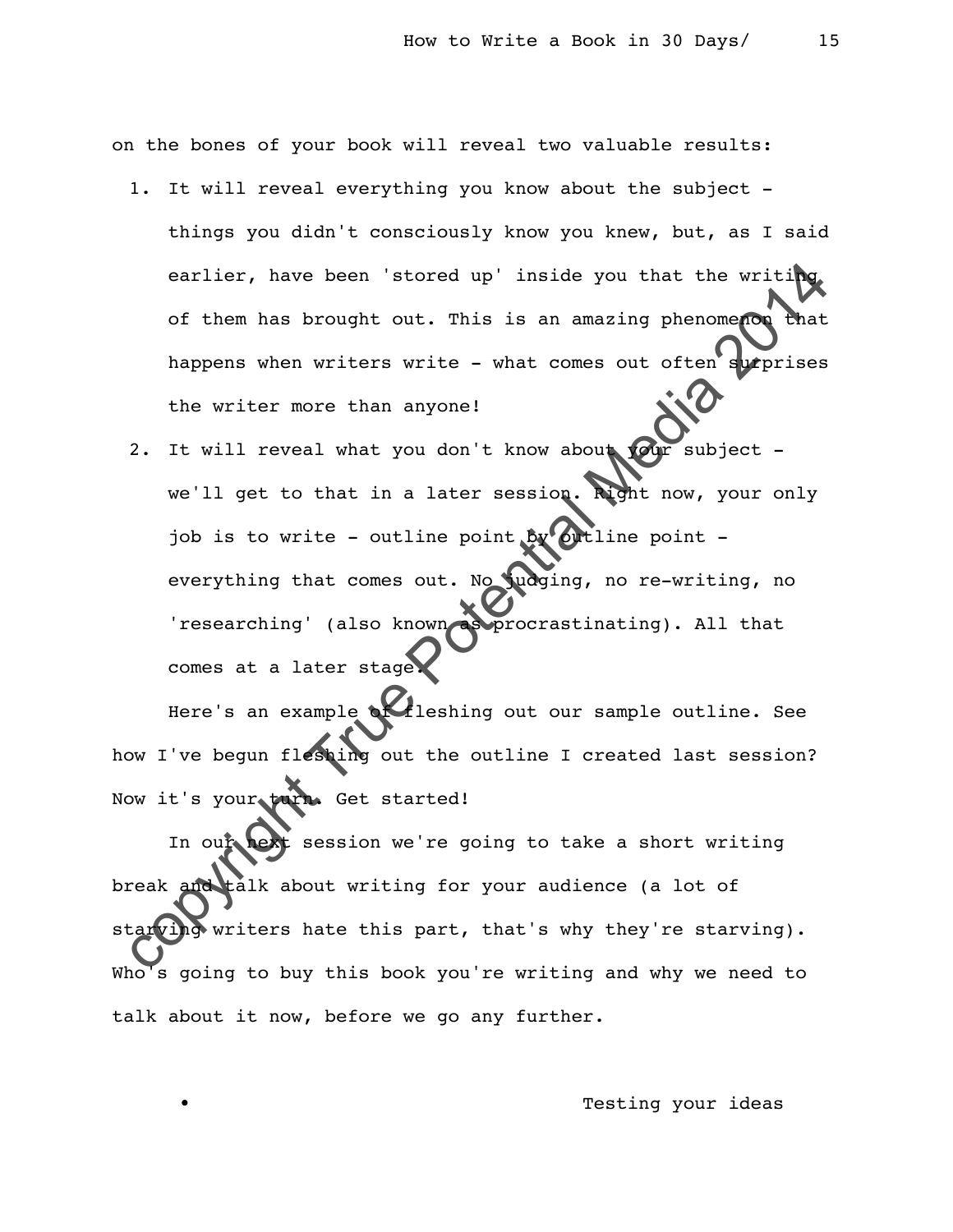on the bones of your book will reveal two valuable results:

1. It will reveal everything you know about the subject - things you didn't consciously know you knew, but, as I said earlier, have been 'stored up' inside you that the writing of them has brought out. This is an amazing phenomenon that happens when writers write - what comes out often surprises the writer more than anyone!
2. It will reveal what you don't know about your subject - we'll get to that in a later session. Right now, your only job is to write - outline point by outline point - everything that comes out. No judging, no re-writing, no 'researching' (also known as procrastinating). All that comes at a later stage.

Here's an example of fleshing out our sample outline. See how I've begun fleshing out the outline I created last session? Now it's your turn. Get started!

In our next session we're going to take a short writing break and talk about writing for your audience (a lot of starving writers hate this part, that's why they're starving). Who's going to buy this book you're writing and why we need to talk about it now, before we go any further.

- Testing your ideas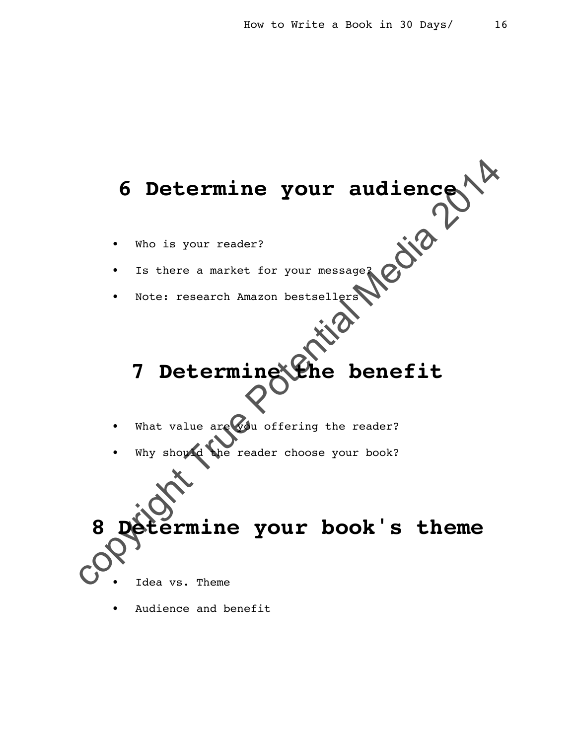## 6 Determine your audience

- Who is your reader?
- Is there a market for your message?
- Note: research Amazon bestsellers

## 7 Determine the benefit

- What value are you offering the reader?
- Why should the reader choose your book?

## 8 Determine your book's theme

- Idea vs. Theme
- Audience and benefit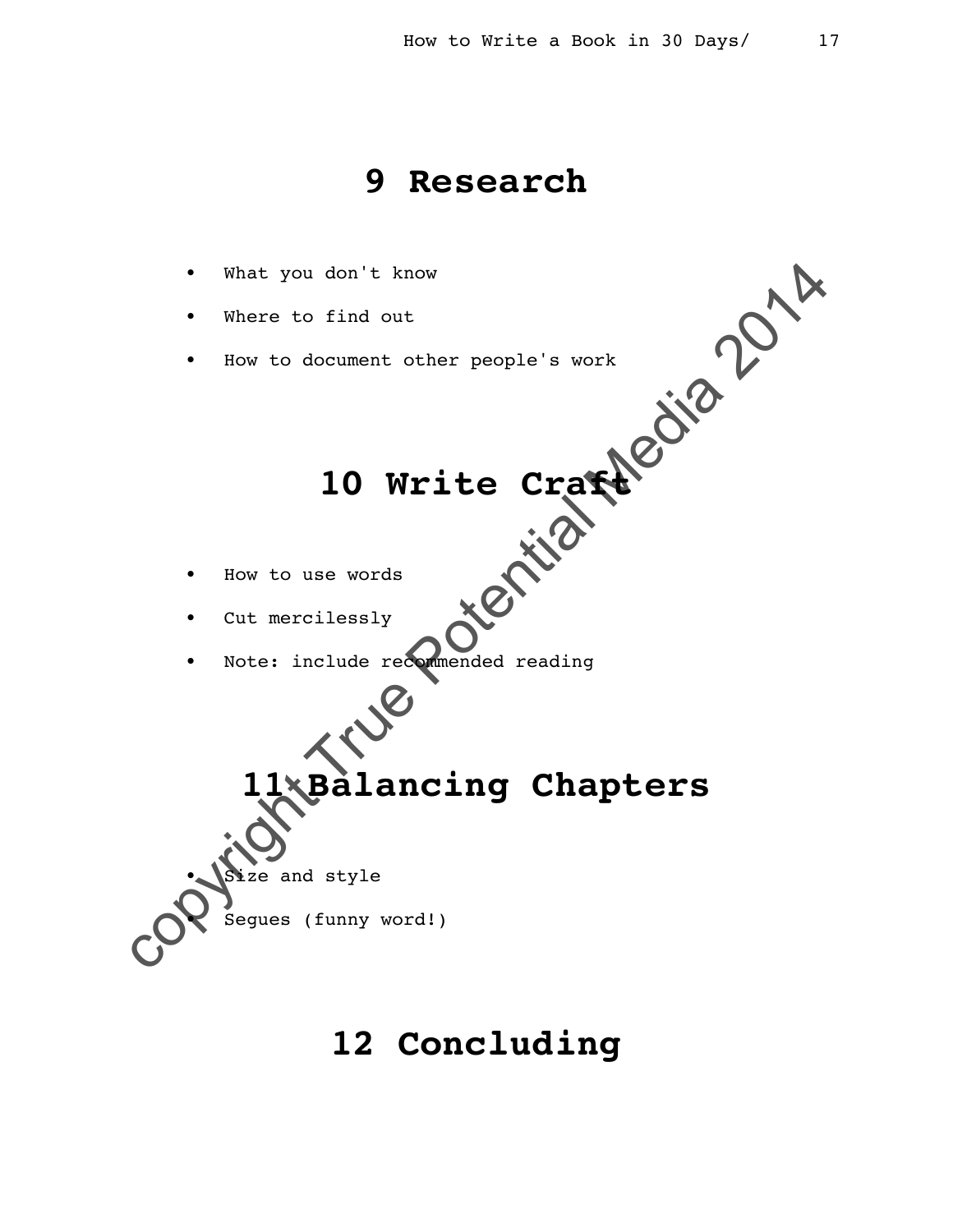# 9 Research

- What you don't know
- Where to find out
- How to document other people's work

# 10 Write Craft

- How to use words
- Cut mercilessly
- Note: include recommended reading

# 11 Balancing Chapters

- Size and style
- Segues (funny word!)

# 12 Concluding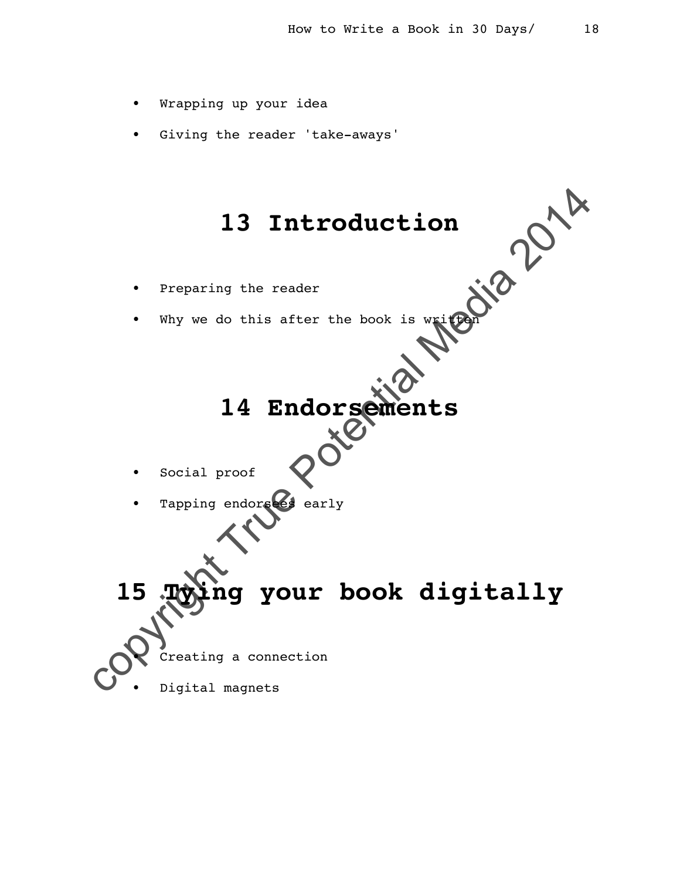- Wrapping up your idea
- Giving the reader 'take-aways'

# 13 Introduction

- Preparing the reader
- Why we do this after the book is written

# 14 Endorsements

- Social proof
- Tapping endorsees early

# 15 Tying your book digitally

- Creating a connection
- Digital magnets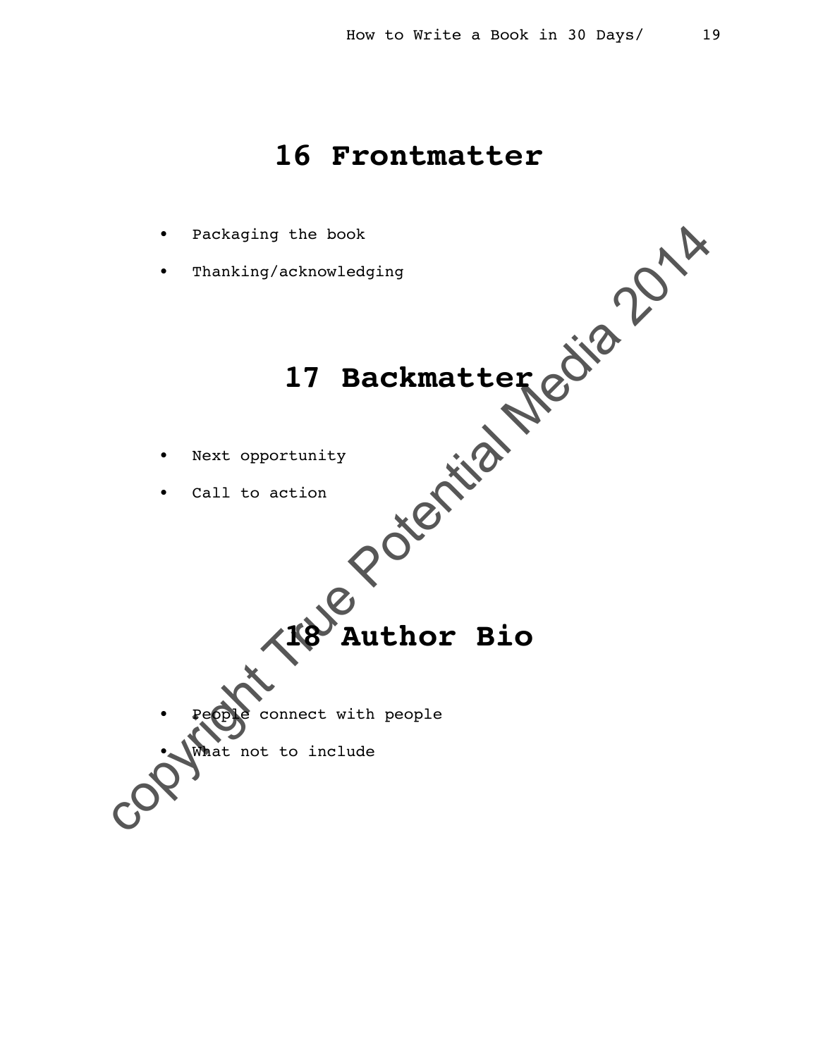# 16 Frontmatter

- Packaging the book
- Thanking/acknowledging

# 17 Backmatter

- Next opportunity
- Call to action

# 18 Author Bio

- People connect with people
- What not to include

copyright True Potential Media 2014